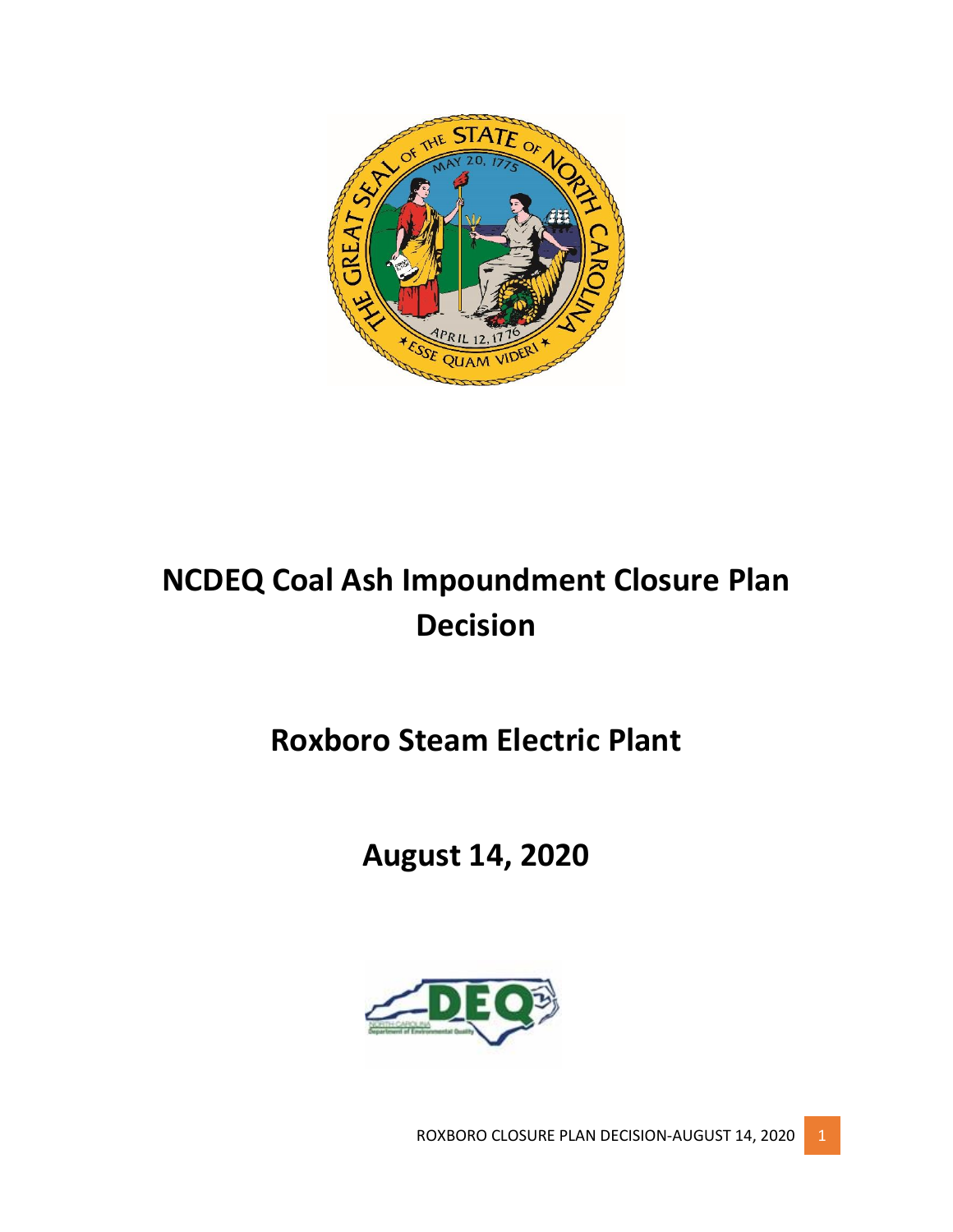# NCDEQ Coal Ash Impoundment Closure Plan Decision

## Roxboro Steam Electric Plant

## August 14, 2020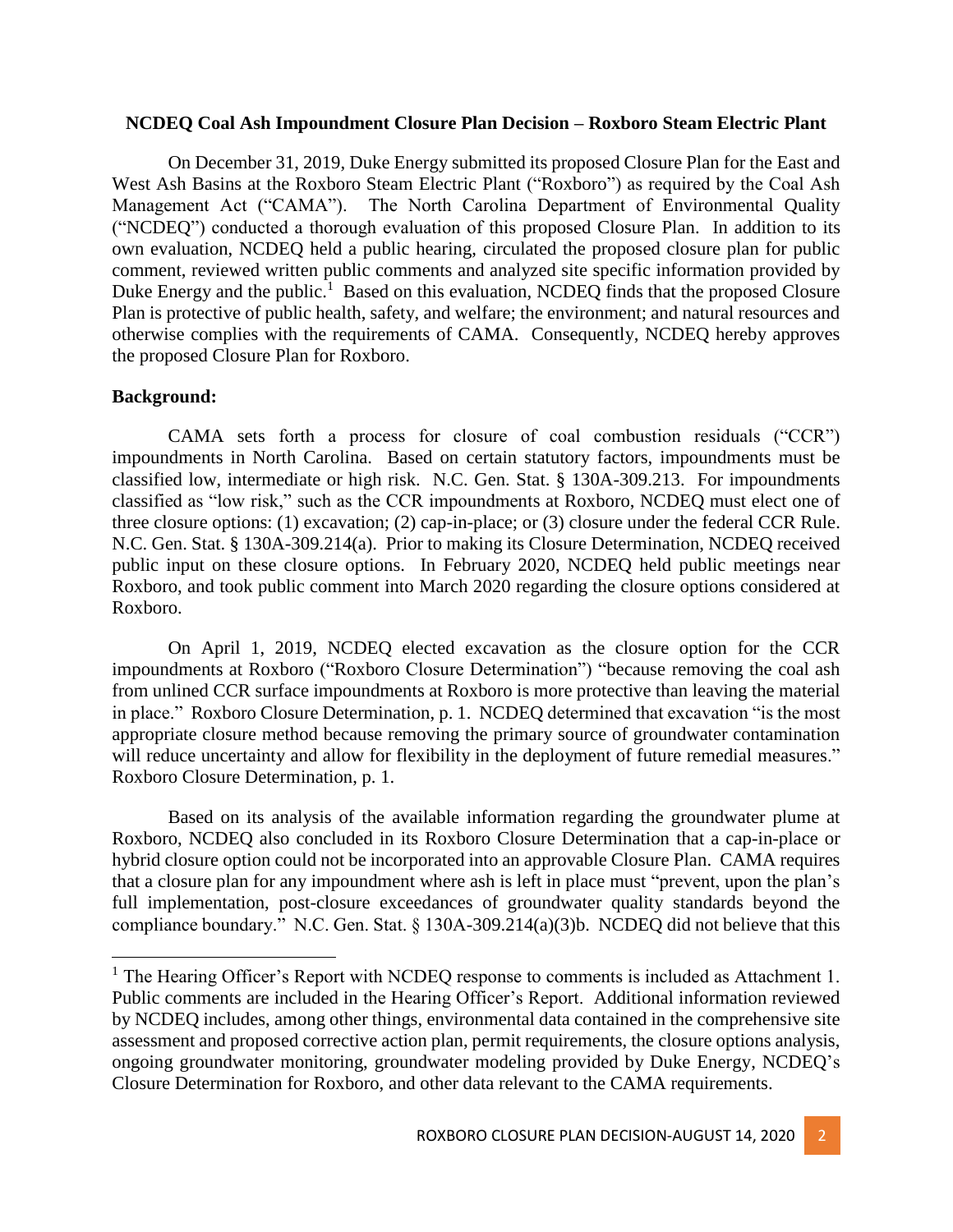**NCDEQ Coal Ash Impoundment Closure Plan Decision – Roxboro Steam Electric Plant**

On December 31, 2019, Duke Energy submitted its proposed Closure Plan for the East and West Ash Basins at the Roxboro Steam Electric Plant ("Roxboro") as required by the Coal Ash Management Act ("CAMA"). The North Carolina Department of Environmental Quality ("NCDEQ") conducted a thorough evaluation of this proposed Closure Plan. In addition to its own evaluation, NCDEQ held a public hearing, circulated the proposed closure plan for public comment, reviewed written public comments and analyzed site specific information provided by Duke Energy and the public.[1] Based on this evaluation, NCDEQ finds that the proposed Closure Plan is protective of public health, safety, and welfare; the environment; and natural resources and otherwise complies with the requirements of CAMA. Consequently, NCDEQ hereby approves the proposed Closure Plan for Roxboro.

**Background:**

CAMA sets forth a process for closure of coal combustion residuals ("CCR") impoundments in North Carolina. Based on certain statutory factors, impoundments must be classified low, intermediate or high risk. N.C. Gen. Stat. § 130A-309.213. For impoundments classified as "low risk," such as the CCR impoundments at Roxboro, NCDEQ must elect one of three closure options: (1) excavation; (2) cap-in-place; or (3) closure under the federal CCR Rule. N.C. Gen. Stat. § 130A-309.214(a). Prior to making its Closure Determination, NCDEQ received public input on these closure options. In February 2020, NCDEQ held public meetings near Roxboro, and took public comment into March 2020 regarding the closure options considered at Roxboro.

On April 1, 2019, NCDEQ elected excavation as the closure option for the CCR impoundments at Roxboro ("Roxboro Closure Determination") "because removing the coal ash from unlined CCR surface impoundments at Roxboro is more protective than leaving the material in place." Roxboro Closure Determination, p. 1. NCDEQ determined that excavation "is the most appropriate closure method because removing the primary source of groundwater contamination will reduce uncertainty and allow for flexibility in the deployment of future remedial measures." Roxboro Closure Determination, p. 1.

Based on its analysis of the available information regarding the groundwater plume at Roxboro, NCDEQ also concluded in its Roxboro Closure Determination that a cap-in-place or hybrid closure option could not be incorporated into an approvable Closure Plan. CAMA requires that a closure plan for any impoundment where ash is left in place must "prevent, upon the plan's full implementation, post-closure exceedances of groundwater quality standards beyond the compliance boundary." N.C. Gen. Stat. § 130A-309.214(a)(3)b. NCDEQ did not believe that this

---

[1] The Hearing Officer's Report with NCDEQ response to comments is included as Attachment 1. Public comments are included in the Hearing Officer's Report. Additional information reviewed by NCDEQ includes, among other things, environmental data contained in the comprehensive site assessment and proposed corrective action plan, permit requirements, the closure options analysis, ongoing groundwater monitoring, groundwater modeling provided by Duke Energy, NCDEQ's Closure Determination for Roxboro, and other data relevant to the CAMA requirements.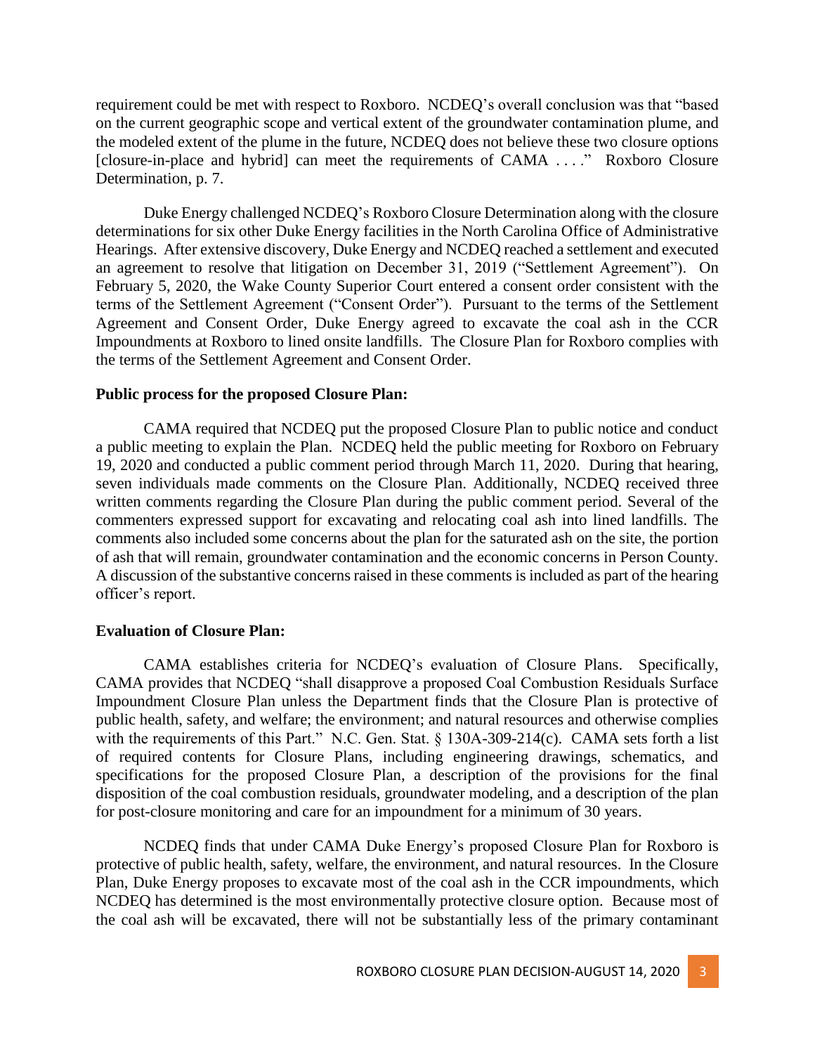requirement could be met with respect to Roxboro. NCDEQ's overall conclusion was that "based on the current geographic scope and vertical extent of the groundwater contamination plume, and the modeled extent of the plume in the future, NCDEQ does not believe these two closure options [closure-in-place and hybrid] can meet the requirements of CAMA . . . ." Roxboro Closure Determination, p. 7.

Duke Energy challenged NCDEQ's Roxboro Closure Determination along with the closure determinations for six other Duke Energy facilities in the North Carolina Office of Administrative Hearings. After extensive discovery, Duke Energy and NCDEQ reached a settlement and executed an agreement to resolve that litigation on December 31, 2019 ("Settlement Agreement"). On February 5, 2020, the Wake County Superior Court entered a consent order consistent with the terms of the Settlement Agreement ("Consent Order"). Pursuant to the terms of the Settlement Agreement and Consent Order, Duke Energy agreed to excavate the coal ash in the CCR Impoundments at Roxboro to lined onsite landfills. The Closure Plan for Roxboro complies with the terms of the Settlement Agreement and Consent Order.

**Public process for the proposed Closure Plan:**

CAMA required that NCDEQ put the proposed Closure Plan to public notice and conduct a public meeting to explain the Plan. NCDEQ held the public meeting for Roxboro on February 19, 2020 and conducted a public comment period through March 11, 2020. During that hearing, seven individuals made comments on the Closure Plan. Additionally, NCDEQ received three written comments regarding the Closure Plan during the public comment period. Several of the commenters expressed support for excavating and relocating coal ash into lined landfills. The comments also included some concerns about the plan for the saturated ash on the site, the portion of ash that will remain, groundwater contamination and the economic concerns in Person County. A discussion of the substantive concerns raised in these comments is included as part of the hearing officer's report.

**Evaluation of Closure Plan:**

CAMA establishes criteria for NCDEQ's evaluation of Closure Plans. Specifically, CAMA provides that NCDEQ "shall disapprove a proposed Coal Combustion Residuals Surface Impoundment Closure Plan unless the Department finds that the Closure Plan is protective of public health, safety, and welfare; the environment; and natural resources and otherwise complies with the requirements of this Part." N.C. Gen. Stat. § 130A-309-214(c). CAMA sets forth a list of required contents for Closure Plans, including engineering drawings, schematics, and specifications for the proposed Closure Plan, a description of the provisions for the final disposition of the coal combustion residuals, groundwater modeling, and a description of the plan for post-closure monitoring and care for an impoundment for a minimum of 30 years.

NCDEQ finds that under CAMA Duke Energy's proposed Closure Plan for Roxboro is protective of public health, safety, welfare, the environment, and natural resources. In the Closure Plan, Duke Energy proposes to excavate most of the coal ash in the CCR impoundments, which NCDEQ has determined is the most environmentally protective closure option. Because most of the coal ash will be excavated, there will not be substantially less of the primary contaminant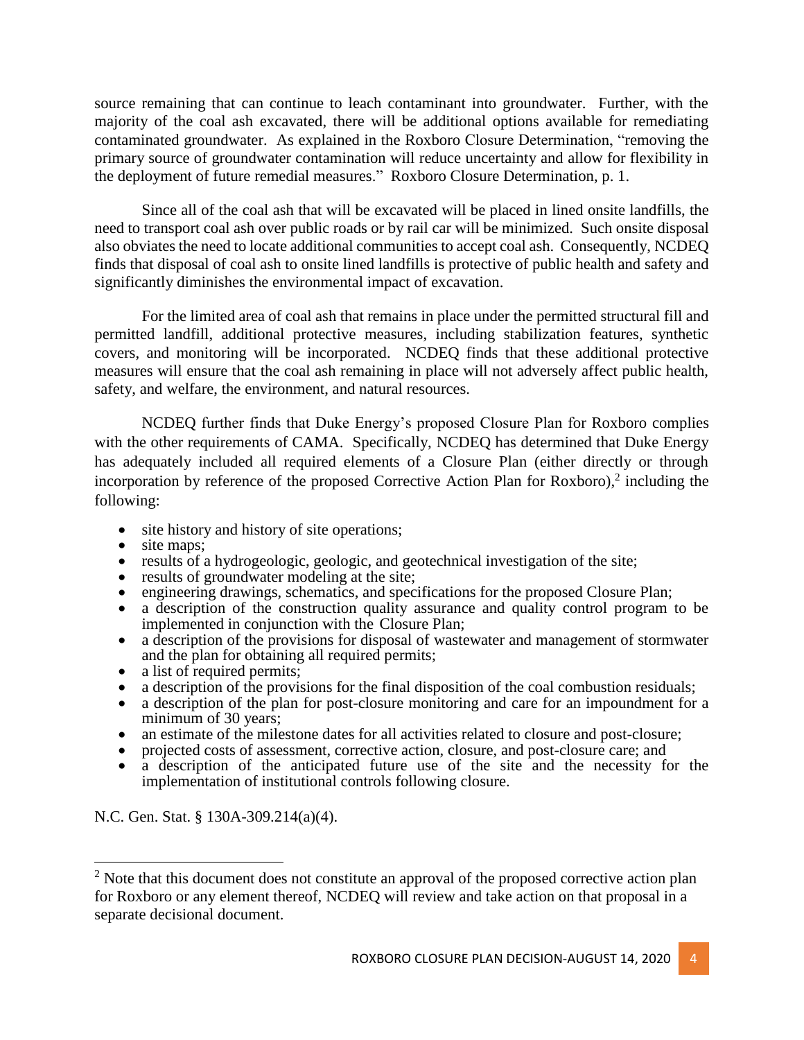source remaining that can continue to leach contaminant into groundwater. Further, with the majority of the coal ash excavated, there will be additional options available for remediating contaminated groundwater. As explained in the Roxboro Closure Determination, "removing the primary source of groundwater contamination will reduce uncertainty and allow for flexibility in the deployment of future remedial measures." Roxboro Closure Determination, p. 1.

Since all of the coal ash that will be excavated will be placed in lined onsite landfills, the need to transport coal ash over public roads or by rail car will be minimized. Such onsite disposal also obviates the need to locate additional communities to accept coal ash. Consequently, NCDEQ finds that disposal of coal ash to onsite lined landfills is protective of public health and safety and significantly diminishes the environmental impact of excavation.

For the limited area of coal ash that remains in place under the permitted structural fill and permitted landfill, additional protective measures, including stabilization features, synthetic covers, and monitoring will be incorporated. NCDEQ finds that these additional protective measures will ensure that the coal ash remaining in place will not adversely affect public health, safety, and welfare, the environment, and natural resources.

NCDEQ further finds that Duke Energy's proposed Closure Plan for Roxboro complies with the other requirements of CAMA. Specifically, NCDEQ has determined that Duke Energy has adequately included all required elements of a Closure Plan (either directly or through incorporation by reference of the proposed Corrective Action Plan for Roxboro),[2] including the following:

- site history and history of site operations;
- site maps;
- results of a hydrogeologic, geologic, and geotechnical investigation of the site;
- results of groundwater modeling at the site;
- engineering drawings, schematics, and specifications for the proposed Closure Plan;
- a description of the construction quality assurance and quality control program to be implemented in conjunction with the Closure Plan;
- a description of the provisions for disposal of wastewater and management of stormwater and the plan for obtaining all required permits;
- a list of required permits;
- a description of the provisions for the final disposition of the coal combustion residuals;
- a description of the plan for post-closure monitoring and care for an impoundment for a minimum of 30 years;
- an estimate of the milestone dates for all activities related to closure and post-closure;
- projected costs of assessment, corrective action, closure, and post-closure care; and
- a description of the anticipated future use of the site and the necessity for the implementation of institutional controls following closure.

N.C. Gen. Stat. § 130A-309.214(a)(4).

[2] Note that this document does not constitute an approval of the proposed corrective action plan for Roxboro or any element thereof, NCDEQ will review and take action on that proposal in a separate decisional document.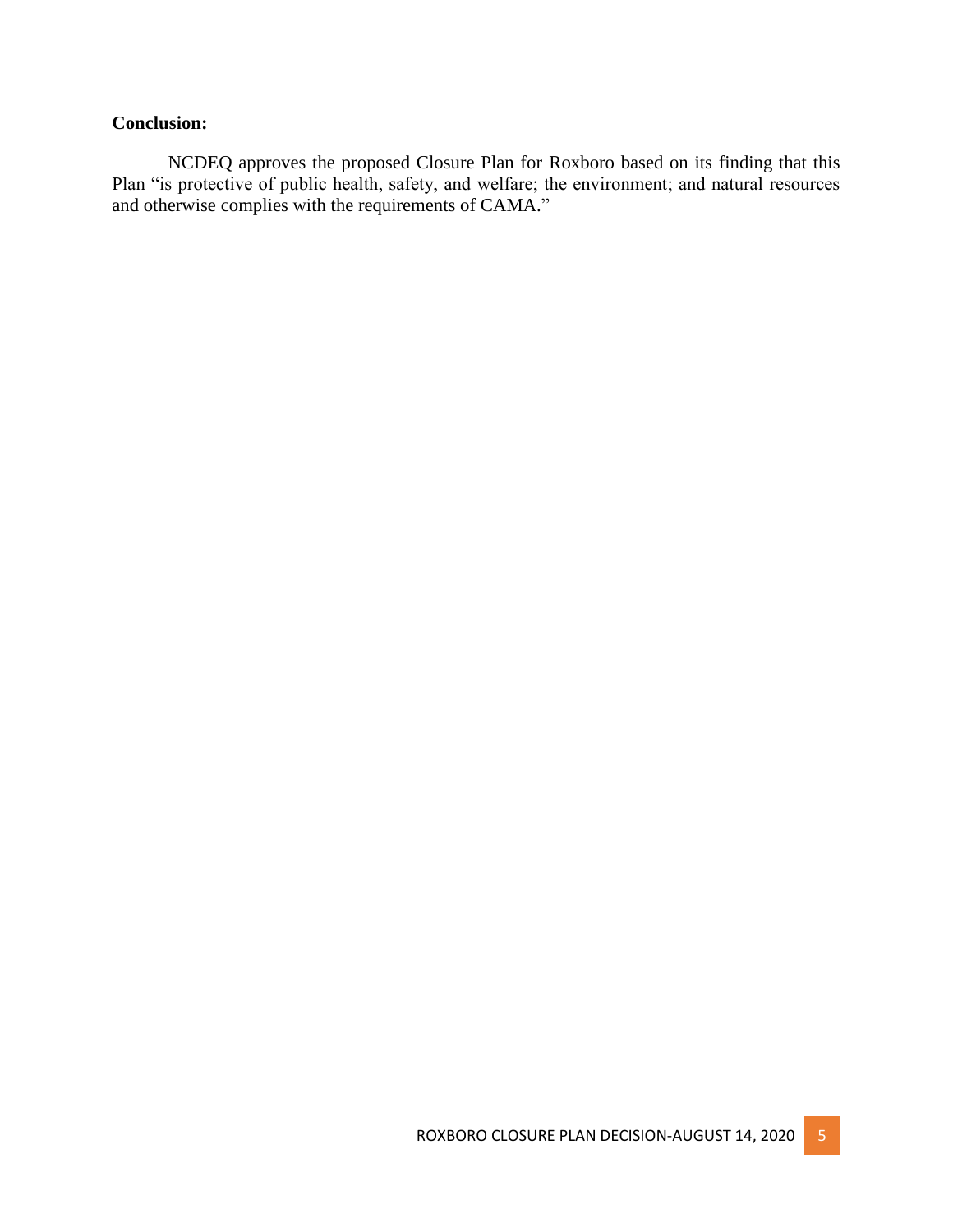**Conclusion:**

NCDEQ approves the proposed Closure Plan for Roxboro based on its finding that this Plan "is protective of public health, safety, and welfare; the environment; and natural resources and otherwise complies with the requirements of CAMA."